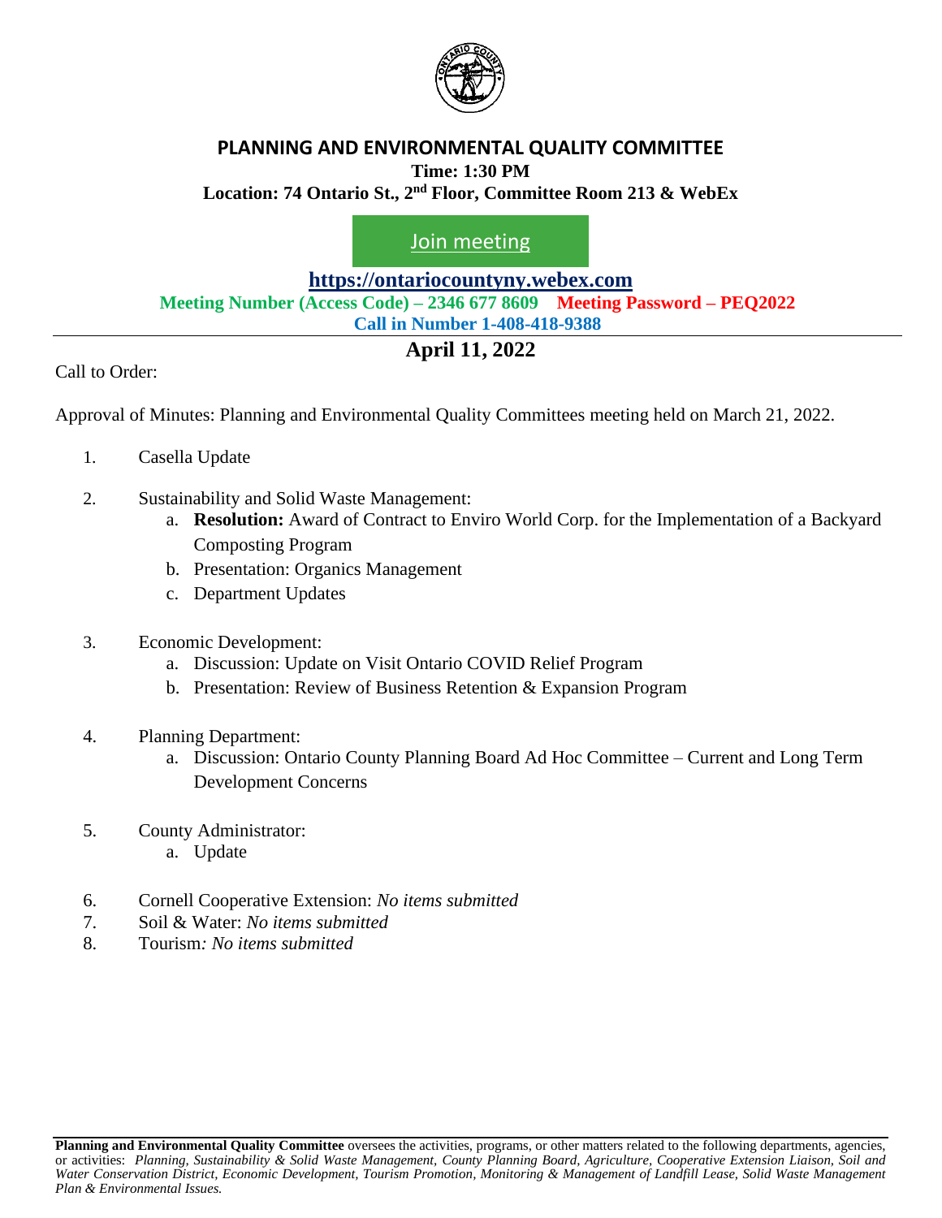# PLANNING AND ENVIRONMENTAL QUALITY COMMITTEE

**Time: 1:30 PM**

**Location: 74 Ontario St., 2nd Floor, Committee Room 213 & WebEx**

Join meeting

**https://ontariocountyny.webex.com**

**Meeting Number (Access Code) – 2346 677 8609 Meeting Password – PEQ2022**

**Call in Number 1-408-418-9388**

## April 11, 2022

Call to Order:

Approval of Minutes: Planning and Environmental Quality Committees meeting held on March 21, 2022.

1. Casella Update
2. Sustainability and Solid Waste Management:
   a. **Resolution:** Award of Contract to Enviro World Corp. for the Implementation of a Backyard Composting Program
   b. Presentation: Organics Management
   c. Department Updates
3. Economic Development:
   a. Discussion: Update on Visit Ontario COVID Relief Program
   b. Presentation: Review of Business Retention & Expansion Program
4. Planning Department:
   a. Discussion: Ontario County Planning Board Ad Hoc Committee – Current and Long Term Development Concerns
5. County Administrator:
   a. Update
6. Cornell Cooperative Extension: *No items submitted*
7. Soil & Water: *No items submitted*
8. Tourism*: No items submitted*

**Planning and Environmental Quality Committee** oversees the activities, programs, or other matters related to the following departments, agencies, or activities: *Planning, Sustainability & Solid Waste Management, County Planning Board, Agriculture, Cooperative Extension Liaison, Soil and Water Conservation District, Economic Development, Tourism Promotion, Monitoring & Management of Landfill Lease, Solid Waste Management Plan & Environmental Issues.*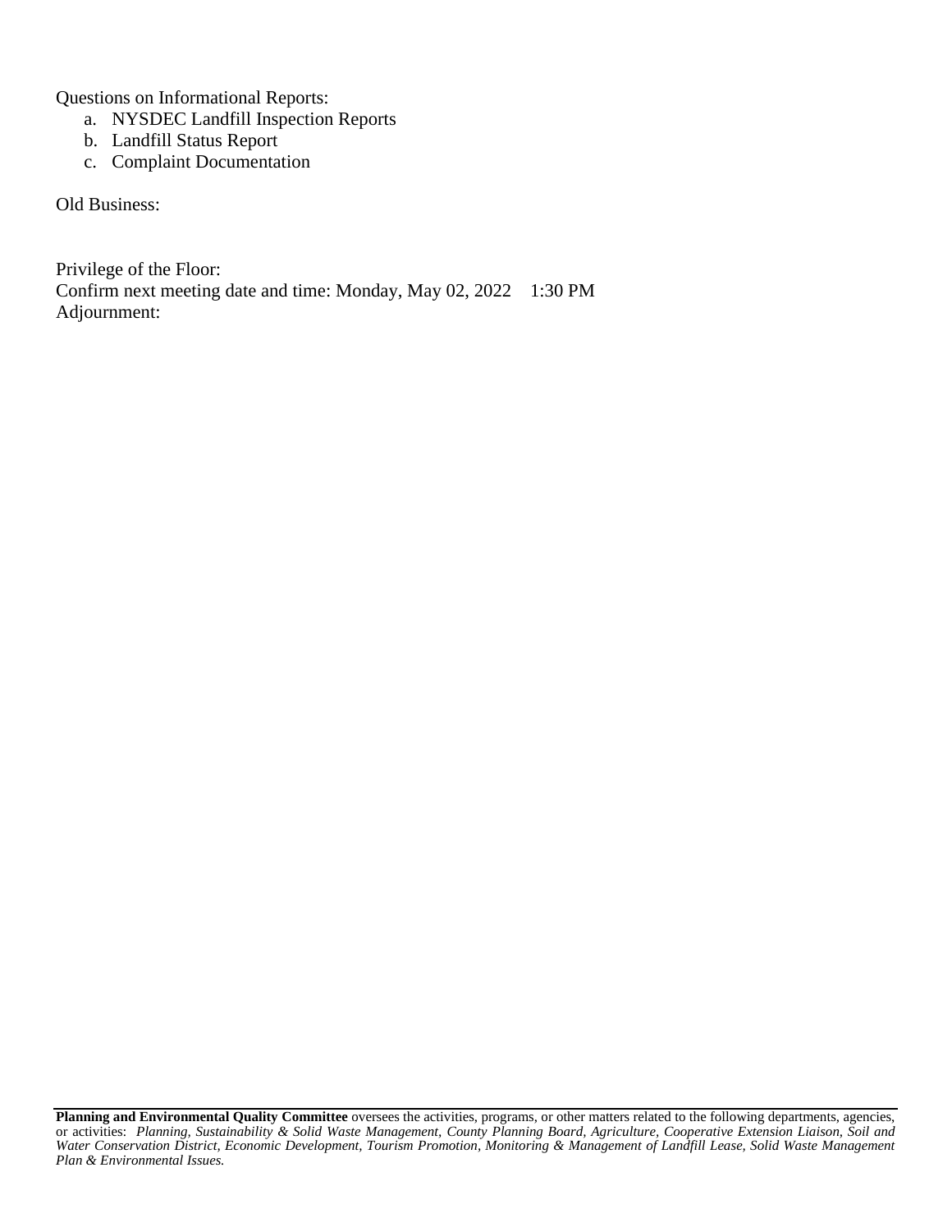Questions on Informational Reports:

a. NYSDEC Landfill Inspection Reports
b. Landfill Status Report
c. Complaint Documentation

Old Business:

Privilege of the Floor:
Confirm next meeting date and time: Monday, May 02, 2022 1:30 PM
Adjournment:

---

**Planning and Environmental Quality Committee** oversees the activities, programs, or other matters related to the following departments, agencies, or activities: *Planning, Sustainability & Solid Waste Management, County Planning Board, Agriculture, Cooperative Extension Liaison, Soil and Water Conservation District, Economic Development, Tourism Promotion, Monitoring & Management of Landfill Lease, Solid Waste Management Plan & Environmental Issues.*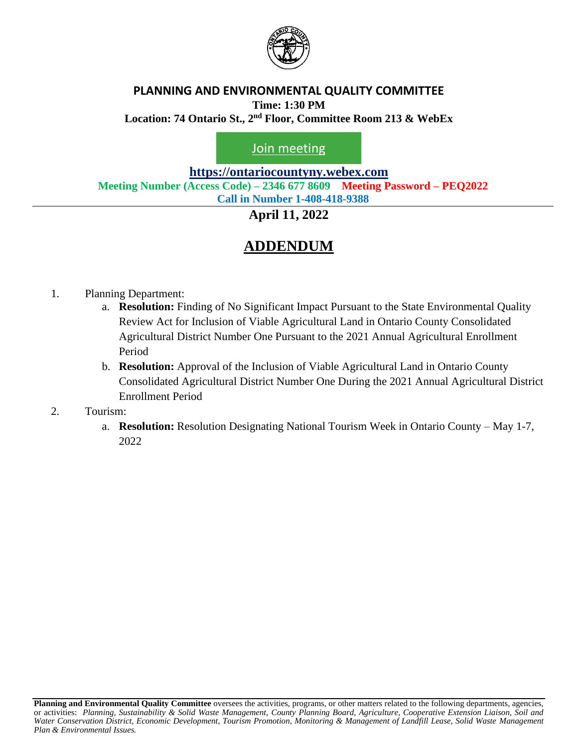**PLANNING AND ENVIRONMENTAL QUALITY COMMITTEE**

**Time: 1:30 PM**

**Location: 74 Ontario St., 2nd Floor, Committee Room 213 & WebEx**

Join meeting

**https://ontariocountyny.webex.com**

**Meeting Number (Access Code) – 2346 677 8609** **Meeting Password – PEQ2022**

**Call in Number 1-408-418-9388**

**April 11, 2022**

# ADDENDUM

1. Planning Department:
   a. **Resolution:** Finding of No Significant Impact Pursuant to the State Environmental Quality Review Act for Inclusion of Viable Agricultural Land in Ontario County Consolidated Agricultural District Number One Pursuant to the 2021 Annual Agricultural Enrollment Period
   b. **Resolution:** Approval of the Inclusion of Viable Agricultural Land in Ontario County Consolidated Agricultural District Number One During the 2021 Annual Agricultural District Enrollment Period
2. Tourism:
   a. **Resolution:** Resolution Designating National Tourism Week in Ontario County – May 1-7, 2022

**Planning and Environmental Quality Committee** oversees the activities, programs, or other matters related to the following departments, agencies, or activities: *Planning, Sustainability & Solid Waste Management, County Planning Board, Agriculture, Cooperative Extension Liaison, Soil and Water Conservation District, Economic Development, Tourism Promotion, Monitoring & Management of Landfill Lease, Solid Waste Management Plan & Environmental Issues.*